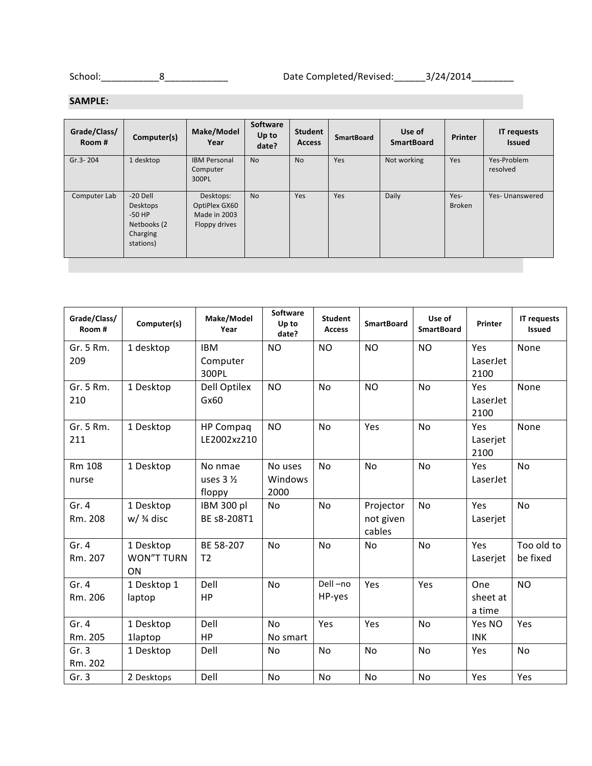School:\_\_\_\_\_\_\_\_\_\_\_8\_\_\_\_\_\_\_\_\_\_\_\_ Date Completed/Revised:\_\_\_\_\_\_3/24/2014\_\_\_\_\_\_\_\_

**SAMPLE:**

| Grade/Class/ Room # | Computer(s) | Make/Model Year | Software Up to date? | Student Access | SmartBoard | Use of SmartBoard | Printer | IT requests Issued |
|---|---|---|---|---|---|---|---|---|
| Gr.3- 204 | 1 desktop | IBM Personal Computer 300PL | No | No | Yes | Not working | Yes | Yes-Problem resolved |
| Computer Lab | -20 Dell Desktops -50 HP Netbooks (2 Charging stations) | Desktops: OptiPlex GX60 Made in 2003 Floppy drives | No | Yes | Yes | Daily | Yes- Broken | Yes- Unanswered |

| Grade/Class/ Room # | Computer(s) | Make/Model Year | Software Up to date? | Student Access | SmartBoard | Use of SmartBoard | Printer | IT requests Issued |
|---|---|---|---|---|---|---|---|---|
| Gr. 5 Rm. 209 | 1 desktop | IBM Computer 300PL | NO | NO | NO | NO | Yes LaserJet 2100 | None |
| Gr. 5 Rm. 210 | 1 Desktop | Dell Optilex Gx60 | NO | No | NO | No | Yes LaserJet 2100 | None |
| Gr. 5 Rm. 211 | 1 Desktop | HP Compaq LE2002xz210 | NO | No | Yes | No | Yes Laserjet 2100 | None |
| Rm 108 nurse | 1 Desktop | No nmae uses 3 ½ floppy | No uses Windows 2000 | No | No | No | Yes LaserJet | No |
| Gr. 4 Rm. 208 | 1 Desktop w/ ¾ disc | IBM 300 pl BE s8-208T1 | No | No | Projector not given cables | No | Yes Laserjet | No |
| Gr. 4 Rm. 207 | 1 Desktop WON"T TURN ON | BE 58-207 T2 | No | No | No | No | Yes Laserjet | Too old to be fixed |
| Gr. 4 Rm. 206 | 1 Desktop 1 laptop | Dell HP | No | Dell –no HP-yes | Yes | Yes | One sheet at a time | NO |
| Gr. 4 Rm. 205 | 1 Desktop 1laptop | Dell HP | No No smart | Yes | Yes | No | Yes NO INK | Yes |
| Gr. 3 Rm. 202 | 1 Desktop | Dell | No | No | No | No | Yes | No |
| Gr. 3 | 2 Desktops | Dell | No | No | No | No | Yes | Yes |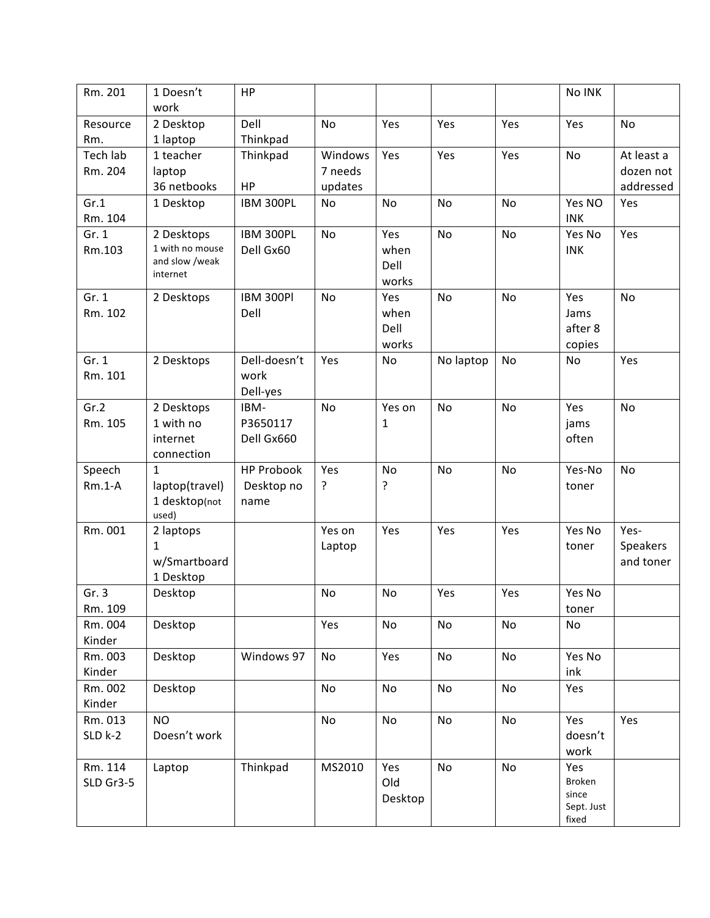| Rm. 201 | 1 Doesn't work | HP | | | | | No INK | |
|---|---|---|---|---|---|---|---|---|
| Resource Rm. | 2 Desktop 1 laptop | Dell Thinkpad | No | Yes | Yes | Yes | Yes | No |
| Tech lab Rm. 204 | 1 teacher laptop 36 netbooks | Thinkpad HP | Windows 7 needs updates | Yes | Yes | Yes | No | At least a dozen not addressed |
| Gr.1 Rm. 104 | 1 Desktop | IBM 300PL | No | No | No | No | Yes NO INK | Yes |
| Gr. 1 Rm.103 | 2 Desktops 1 with no mouse and slow /weak internet | IBM 300PL Dell Gx60 | No | Yes when Dell works | No | No | Yes No INK | Yes |
| Gr. 1 Rm. 102 | 2 Desktops | IBM 300Pl Dell | No | Yes when Dell works | No | No | Yes Jams after 8 copies | No |
| Gr. 1 Rm. 101 | 2 Desktops | Dell-doesn't work Dell-yes | Yes | No | No laptop | No | No | Yes |
| Gr.2 Rm. 105 | 2 Desktops 1 with no internet connection | IBM-P3650117 Dell Gx660 | No | Yes on 1 | No | No | Yes jams often | No |
| Speech Rm.1-A | 1 laptop(travel) 1 desktop(not used) | HP Probook Desktop no name | Yes ? | No ? | No | No | Yes-No toner | No |
| Rm. 001 | 2 laptops 1 w/Smartboard 1 Desktop | | Yes on Laptop | Yes | Yes | Yes | Yes No toner | Yes-Speakers and toner |
| Gr. 3 Rm. 109 | Desktop | | No | No | Yes | Yes | Yes No toner | |
| Rm. 004 Kinder | Desktop | | Yes | No | No | No | No | |
| Rm. 003 Kinder | Desktop | Windows 97 | No | Yes | No | No | Yes No ink | |
| Rm. 002 Kinder | Desktop | | No | No | No | No | Yes | |
| Rm. 013 SLD k-2 | NO Doesn't work | | No | No | No | No | Yes doesn't work | Yes |
| Rm. 114 SLD Gr3-5 | Laptop | Thinkpad | MS2010 | Yes Old Desktop | No | No | Yes Broken since Sept. Just fixed | |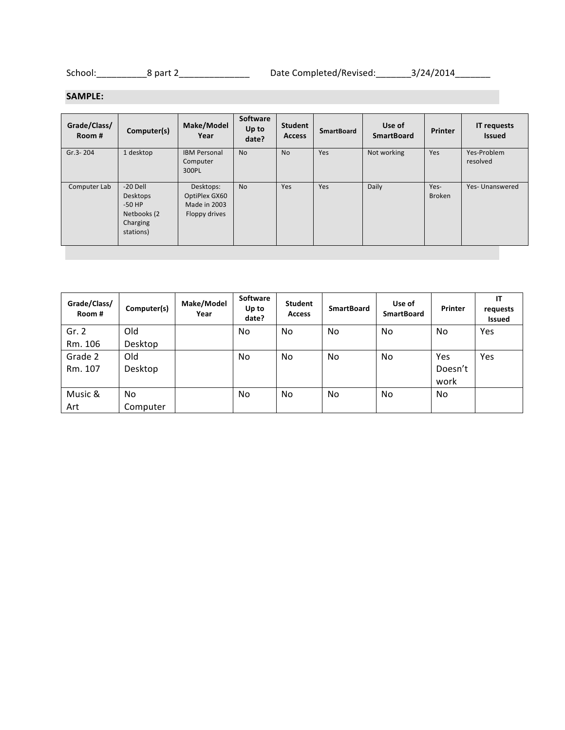School:__________8 part 2______________ Date Completed/Revised:_______3/24/2014_______

**SAMPLE:**

| Grade/Class/ Room # | Computer(s) | Make/Model Year | Software Up to date? | Student Access | SmartBoard | Use of SmartBoard | Printer | IT requests Issued |
|---|---|---|---|---|---|---|---|---|
| Gr.3- 204 | 1 desktop | IBM Personal Computer 300PL | No | No | Yes | Not working | Yes | Yes-Problem resolved |
| Computer Lab | -20 Dell Desktops -50 HP Netbooks (2 Charging stations) | Desktops: OptiPlex GX60 Made in 2003 Floppy drives | No | Yes | Yes | Daily | Yes- Broken | Yes- Unanswered |

| Grade/Class/ Room # | Computer(s) | Make/Model Year | Software Up to date? | Student Access | SmartBoard | Use of SmartBoard | Printer | IT requests Issued |
|---|---|---|---|---|---|---|---|---|
| Gr. 2 Rm. 106 | Old Desktop | | No | No | No | No | No | Yes |
| Grade 2 Rm. 107 | Old Desktop | | No | No | No | No | Yes Doesn't work | Yes |
| Music & Art | No Computer | | No | No | No | No | No | |